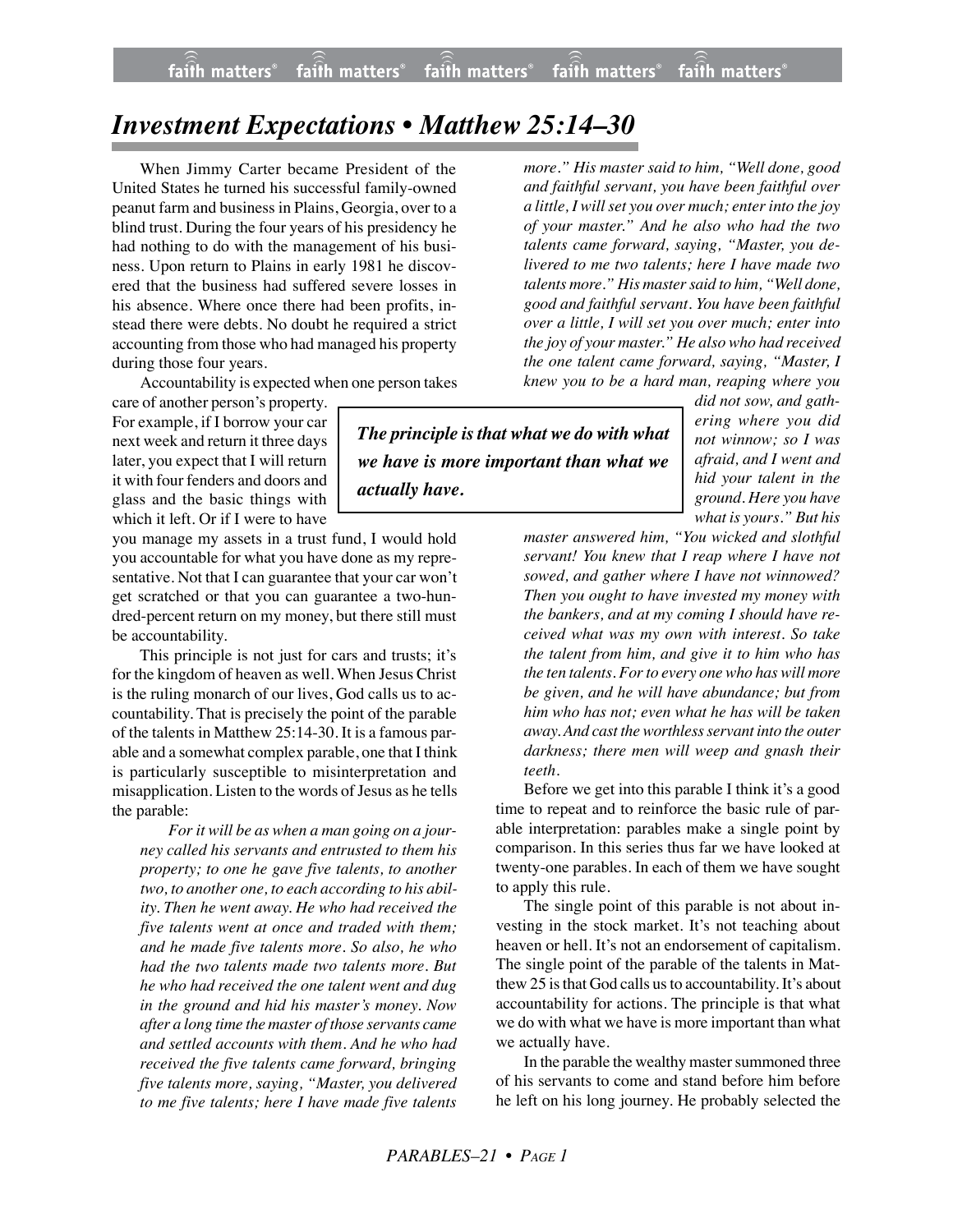# *Investment Expectations • Matthew 25:14–30*

When Jimmy Carter became President of the United States he turned his successful family-owned peanut farm and business in Plains, Georgia, over to a blind trust. During the four years of his presidency he had nothing to do with the management of his business. Upon return to Plains in early 1981 he discovered that the business had suffered severe losses in his absence. Where once there had been profits, instead there were debts. No doubt he required a strict accounting from those who had managed his property during those four years.

Accountability is expected when one person takes care of another person's property. For example, if I borrow your car next week and return it three days later, you expect that I will return it with four fenders and doors and glass and the basic things with which it left. Or if I were to have you manage my assets in a trust fund, I would hold you accountable for what you have done as my representative. Not that I can guarantee that your car won't get scratched or that you can guarantee a two-hundred-percent return on my money, but there still must be accountability.

This principle is not just for cars and trusts; it's for the kingdom of heaven as well. When Jesus Christ is the ruling monarch of our lives, God calls us to accountability. That is precisely the point of the parable of the talents in Matthew 25:14-30. It is a famous parable and a somewhat complex parable, one that I think is particularly susceptible to misinterpretation and misapplication. Listen to the words of Jesus as he tells the parable:

> *For it will be as when a man going on a journey called his servants and entrusted to them his property; to one he gave five talents, to another two, to another one, to each according to his ability. Then he went away. He who had received the five talents went at once and traded with them; and he made five talents more. So also, he who had the two talents made two talents more. But he who had received the one talent went and dug in the ground and hid his master's money. Now after a long time the master of those servants came and settled accounts with them. And he who had received the five talents came forward, bringing five talents more, saying, "Master, you delivered to me five talents; here I have made five talents more." His master said to him, "Well done, good and faithful servant, you have been faithful over a little, I will set you over much; enter into the joy of your master." And he also who had the two talents came forward, saying, "Master, you delivered to me two talents; here I have made two talents more." His master said to him, "Well done, good and faithful servant. You have been faithful over a little, I will set you over much; enter into the joy of your master." He also who had received the one talent came forward, saying, "Master, I knew you to be a hard man, reaping where you did not sow, and gathering where you did not winnow; so I was afraid, and I went and hid your talent in the ground. Here you have what is yours." But his master answered him, "You wicked and slothful servant! You knew that I reap where I have not sowed, and gather where I have not winnowed? Then you ought to have invested my money with the bankers, and at my coming I should have received what was my own with interest. So take the talent from him, and give it to him who has the ten talents. For to every one who has will more be given, and he will have abundance; but from him who has not; even what he has will be taken away. And cast the worthless servant into the outer darkness; there men will weep and gnash their teeth.*

> ***The principle is that what we do with what we have is more important than what we actually have.***

Before we get into this parable I think it's a good time to repeat and to reinforce the basic rule of parable interpretation: parables make a single point by comparison. In this series thus far we have looked at twenty-one parables. In each of them we have sought to apply this rule.

The single point of this parable is not about investing in the stock market. It's not teaching about heaven or hell. It's not an endorsement of capitalism. The single point of the parable of the talents in Matthew 25 is that God calls us to accountability. It's about accountability for actions. The principle is that what we do with what we have is more important than what we actually have.

In the parable the wealthy master summoned three of his servants to come and stand before him before he left on his long journey. He probably selected the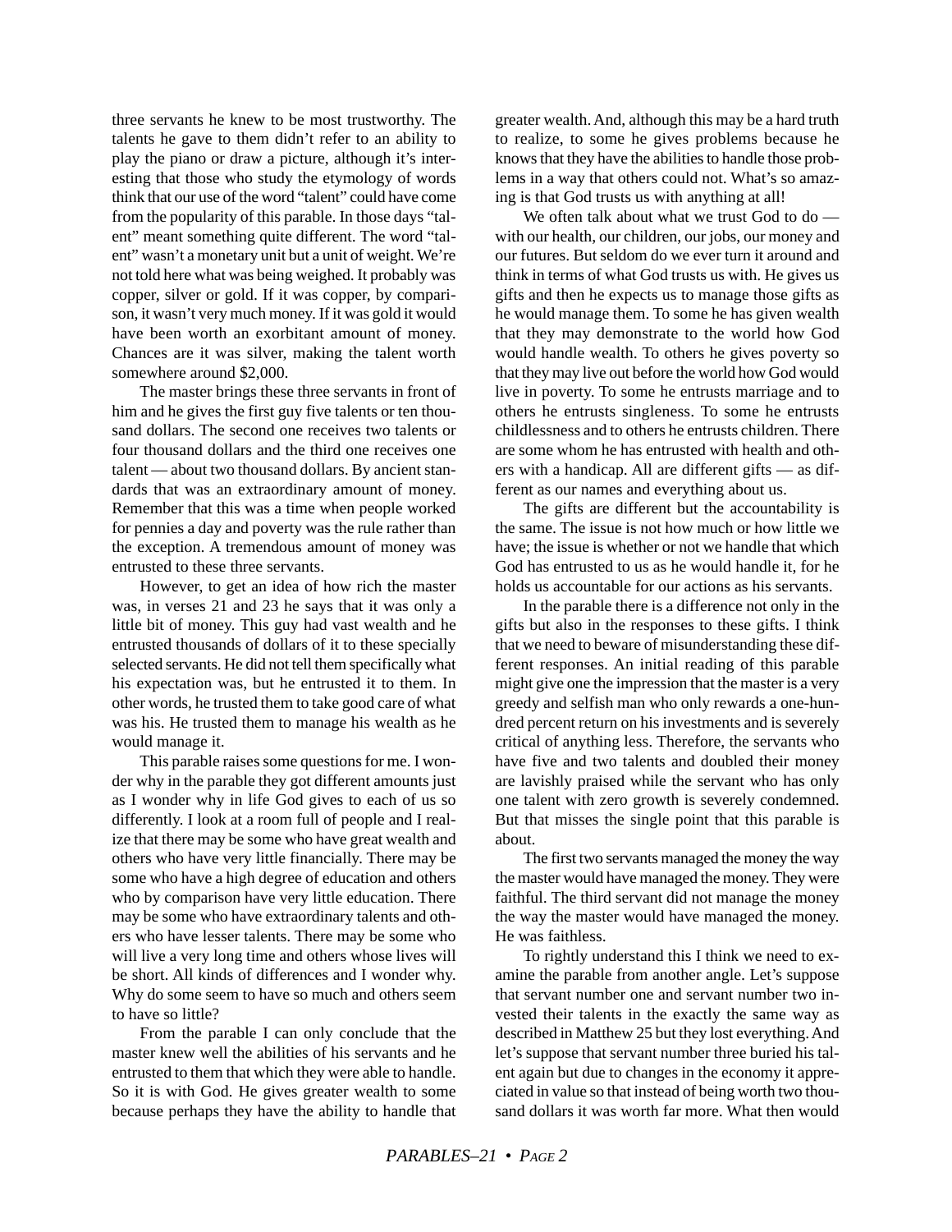three servants he knew to be most trustworthy. The talents he gave to them didn't refer to an ability to play the piano or draw a picture, although it's interesting that those who study the etymology of words think that our use of the word "talent" could have come from the popularity of this parable. In those days "talent" meant something quite different. The word "talent" wasn't a monetary unit but a unit of weight. We're not told here what was being weighed. It probably was copper, silver or gold. If it was copper, by comparison, it wasn't very much money. If it was gold it would have been worth an exorbitant amount of money. Chances are it was silver, making the talent worth somewhere around $2,000.

The master brings these three servants in front of him and he gives the first guy five talents or ten thousand dollars. The second one receives two talents or four thousand dollars and the third one receives one talent — about two thousand dollars. By ancient standards that was an extraordinary amount of money. Remember that this was a time when people worked for pennies a day and poverty was the rule rather than the exception. A tremendous amount of money was entrusted to these three servants.

However, to get an idea of how rich the master was, in verses 21 and 23 he says that it was only a little bit of money. This guy had vast wealth and he entrusted thousands of dollars of it to these specially selected servants. He did not tell them specifically what his expectation was, but he entrusted it to them. In other words, he trusted them to take good care of what was his. He trusted them to manage his wealth as he would manage it.

This parable raises some questions for me. I wonder why in the parable they got different amounts just as I wonder why in life God gives to each of us so differently. I look at a room full of people and I realize that there may be some who have great wealth and others who have very little financially. There may be some who have a high degree of education and others who by comparison have very little education. There may be some who have extraordinary talents and others who have lesser talents. There may be some who will live a very long time and others whose lives will be short. All kinds of differences and I wonder why. Why do some seem to have so much and others seem to have so little?

From the parable I can only conclude that the master knew well the abilities of his servants and he entrusted to them that which they were able to handle. So it is with God. He gives greater wealth to some because perhaps they have the ability to handle that greater wealth. And, although this may be a hard truth to realize, to some he gives problems because he knows that they have the abilities to handle those problems in a way that others could not. What's so amazing is that God trusts us with anything at all!

We often talk about what we trust God to do — with our health, our children, our jobs, our money and our futures. But seldom do we ever turn it around and think in terms of what God trusts us with. He gives us gifts and then he expects us to manage those gifts as he would manage them. To some he has given wealth that they may demonstrate to the world how God would handle wealth. To others he gives poverty so that they may live out before the world how God would live in poverty. To some he entrusts marriage and to others he entrusts singleness. To some he entrusts childlessness and to others he entrusts children. There are some whom he has entrusted with health and others with a handicap. All are different gifts — as different as our names and everything about us.

The gifts are different but the accountability is the same. The issue is not how much or how little we have; the issue is whether or not we handle that which God has entrusted to us as he would handle it, for he holds us accountable for our actions as his servants.

In the parable there is a difference not only in the gifts but also in the responses to these gifts. I think that we need to beware of misunderstanding these different responses. An initial reading of this parable might give one the impression that the master is a very greedy and selfish man who only rewards a one-hundred percent return on his investments and is severely critical of anything less. Therefore, the servants who have five and two talents and doubled their money are lavishly praised while the servant who has only one talent with zero growth is severely condemned. But that misses the single point that this parable is about.

The first two servants managed the money the way the master would have managed the money. They were faithful. The third servant did not manage the money the way the master would have managed the money. He was faithless.

To rightly understand this I think we need to examine the parable from another angle. Let's suppose that servant number one and servant number two invested their talents in the exactly the same way as described in Matthew 25 but they lost everything. And let's suppose that servant number three buried his talent again but due to changes in the economy it appreciated in value so that instead of being worth two thousand dollars it was worth far more. What then would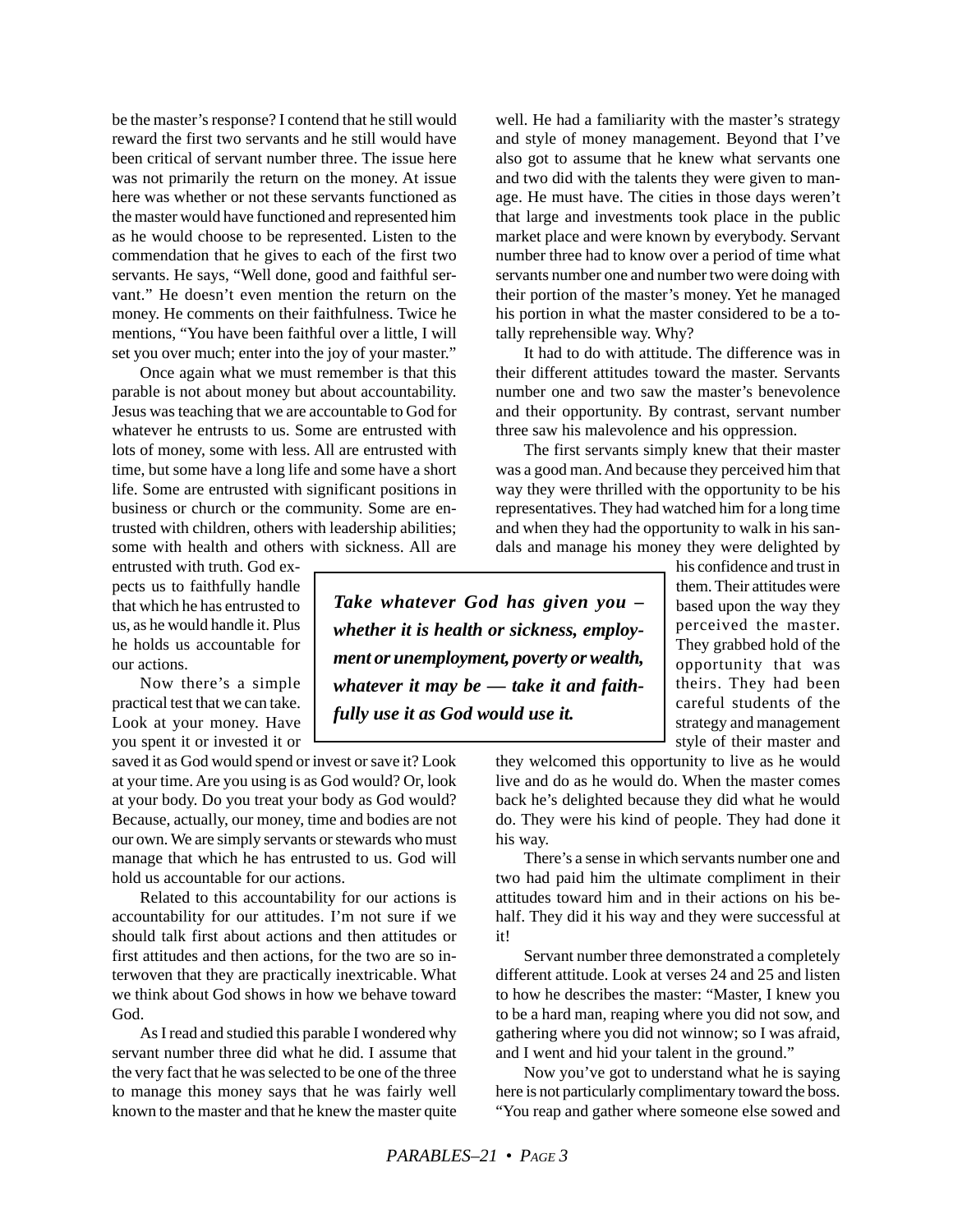be the master's response? I contend that he still would reward the first two servants and he still would have been critical of servant number three. The issue here was not primarily the return on the money. At issue here was whether or not these servants functioned as the master would have functioned and represented him as he would choose to be represented. Listen to the commendation that he gives to each of the first two servants. He says, "Well done, good and faithful servant." He doesn't even mention the return on the money. He comments on their faithfulness. Twice he mentions, "You have been faithful over a little, I will set you over much; enter into the joy of your master."

Once again what we must remember is that this parable is not about money but about accountability. Jesus was teaching that we are accountable to God for whatever he entrusts to us. Some are entrusted with lots of money, some with less. All are entrusted with time, but some have a long life and some have a short life. Some are entrusted with significant positions in business or church or the community. Some are entrusted with children, others with leadership abilities; some with health and others with sickness. All are entrusted with truth. God expects us to faithfully handle that which he has entrusted to us, as he would handle it. Plus he holds us accountable for our actions.

> ***Take whatever God has given you – whether it is health or sickness, employment or unemployment, poverty or wealth, whatever it may be — take it and faithfully use it as God would use it.***

Now there's a simple practical test that we can take. Look at your money. Have you spent it or invested it or saved it as God would spend or invest or save it? Look at your time. Are you using is as God would? Or, look at your body. Do you treat your body as God would? Because, actually, our money, time and bodies are not our own. We are simply servants or stewards who must manage that which he has entrusted to us. God will hold us accountable for our actions.

Related to this accountability for our actions is accountability for our attitudes. I'm not sure if we should talk first about actions and then attitudes or first attitudes and then actions, for the two are so interwoven that they are practically inextricable. What we think about God shows in how we behave toward God.

As I read and studied this parable I wondered why servant number three did what he did. I assume that the very fact that he was selected to be one of the three to manage this money says that he was fairly well known to the master and that he knew the master quite well. He had a familiarity with the master's strategy and style of money management. Beyond that I've also got to assume that he knew what servants one and two did with the talents they were given to manage. He must have. The cities in those days weren't that large and investments took place in the public market place and were known by everybody. Servant number three had to know over a period of time what servants number one and number two were doing with their portion of the master's money. Yet he managed his portion in what the master considered to be a totally reprehensible way. Why?

It had to do with attitude. The difference was in their different attitudes toward the master. Servants number one and two saw the master's benevolence and their opportunity. By contrast, servant number three saw his malevolence and his oppression.

The first servants simply knew that their master was a good man. And because they perceived him that way they were thrilled with the opportunity to be his representatives. They had watched him for a long time and when they had the opportunity to walk in his sandals and manage his money they were delighted by his confidence and trust in them. Their attitudes were based upon the way they perceived the master. They grabbed hold of the opportunity that was theirs. They had been careful students of the strategy and management style of their master and they welcomed this opportunity to live as he would live and do as he would do. When the master comes back he's delighted because they did what he would do. They were his kind of people. They had done it his way.

There's a sense in which servants number one and two had paid him the ultimate compliment in their attitudes toward him and in their actions on his behalf. They did it his way and they were successful at it!

Servant number three demonstrated a completely different attitude. Look at verses 24 and 25 and listen to how he describes the master: "Master, I knew you to be a hard man, reaping where you did not sow, and gathering where you did not winnow; so I was afraid, and I went and hid your talent in the ground."

Now you've got to understand what he is saying here is not particularly complimentary toward the boss. "You reap and gather where someone else sowed and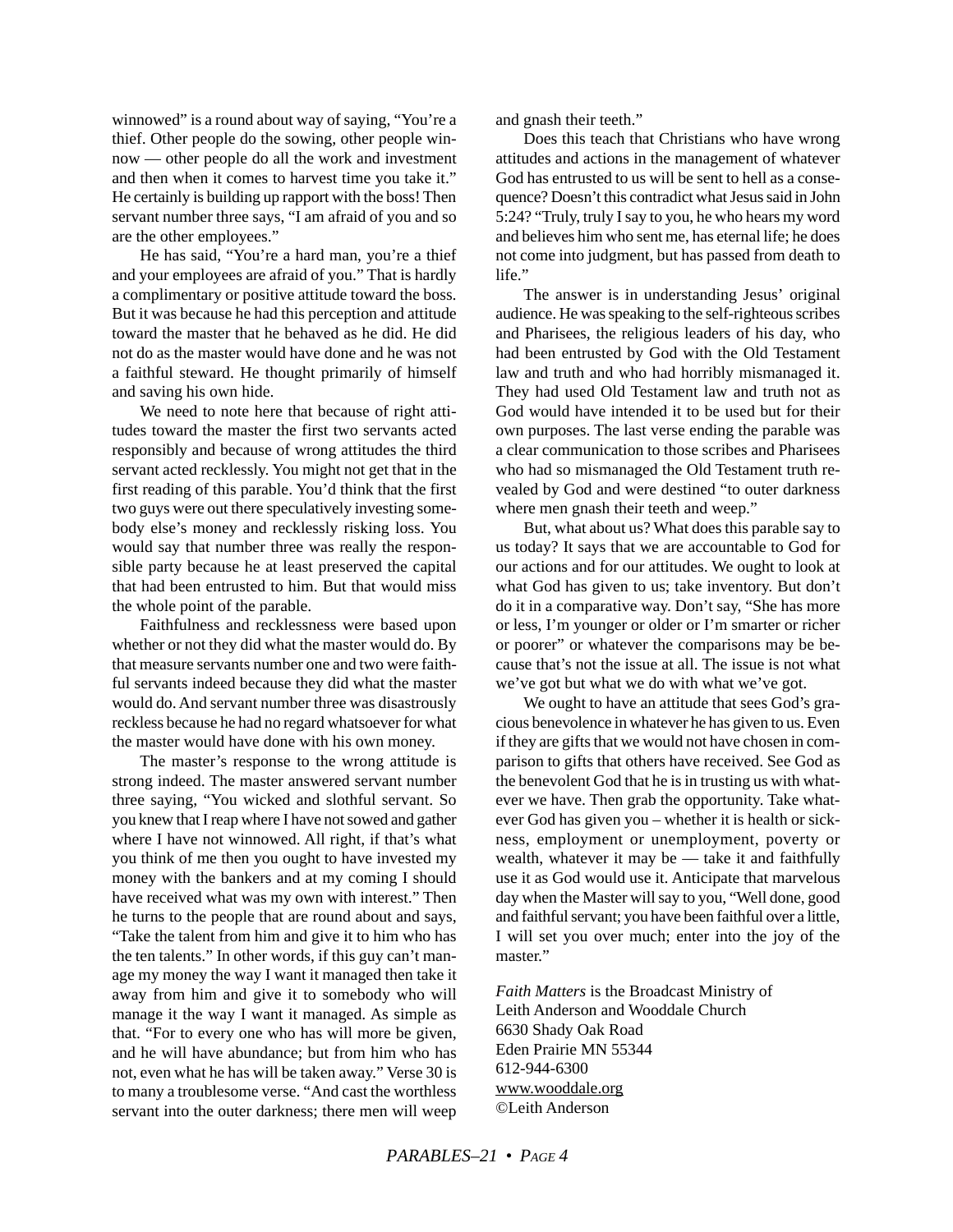winnowed" is a round about way of saying, "You're a thief. Other people do the sowing, other people winnow — other people do all the work and investment and then when it comes to harvest time you take it." He certainly is building up rapport with the boss! Then servant number three says, "I am afraid of you and so are the other employees."

He has said, "You're a hard man, you're a thief and your employees are afraid of you." That is hardly a complimentary or positive attitude toward the boss. But it was because he had this perception and attitude toward the master that he behaved as he did. He did not do as the master would have done and he was not a faithful steward. He thought primarily of himself and saving his own hide.

We need to note here that because of right attitudes toward the master the first two servants acted responsibly and because of wrong attitudes the third servant acted recklessly. You might not get that in the first reading of this parable. You'd think that the first two guys were out there speculatively investing somebody else's money and recklessly risking loss. You would say that number three was really the responsible party because he at least preserved the capital that had been entrusted to him. But that would miss the whole point of the parable.

Faithfulness and recklessness were based upon whether or not they did what the master would do. By that measure servants number one and two were faithful servants indeed because they did what the master would do. And servant number three was disastrously reckless because he had no regard whatsoever for what the master would have done with his own money.

The master's response to the wrong attitude is strong indeed. The master answered servant number three saying, "You wicked and slothful servant. So you knew that I reap where I have not sowed and gather where I have not winnowed. All right, if that's what you think of me then you ought to have invested my money with the bankers and at my coming I should have received what was my own with interest." Then he turns to the people that are round about and says, "Take the talent from him and give it to him who has the ten talents." In other words, if this guy can't manage my money the way I want it managed then take it away from him and give it to somebody who will manage it the way I want it managed. As simple as that. "For to every one who has will more be given, and he will have abundance; but from him who has not, even what he has will be taken away." Verse 30 is to many a troublesome verse. "And cast the worthless servant into the outer darkness; there men will weep and gnash their teeth."

Does this teach that Christians who have wrong attitudes and actions in the management of whatever God has entrusted to us will be sent to hell as a consequence? Doesn't this contradict what Jesus said in John 5:24? "Truly, truly I say to you, he who hears my word and believes him who sent me, has eternal life; he does not come into judgment, but has passed from death to life."

The answer is in understanding Jesus' original audience. He was speaking to the self-righteous scribes and Pharisees, the religious leaders of his day, who had been entrusted by God with the Old Testament law and truth and who had horribly mismanaged it. They had used Old Testament law and truth not as God would have intended it to be used but for their own purposes. The last verse ending the parable was a clear communication to those scribes and Pharisees who had so mismanaged the Old Testament truth revealed by God and were destined "to outer darkness where men gnash their teeth and weep."

But, what about us? What does this parable say to us today? It says that we are accountable to God for our actions and for our attitudes. We ought to look at what God has given to us; take inventory. But don't do it in a comparative way. Don't say, "She has more or less, I'm younger or older or I'm smarter or richer or poorer" or whatever the comparisons may be because that's not the issue at all. The issue is not what we've got but what we do with what we've got.

We ought to have an attitude that sees God's gracious benevolence in whatever he has given to us. Even if they are gifts that we would not have chosen in comparison to gifts that others have received. See God as the benevolent God that he is in trusting us with whatever we have. Then grab the opportunity. Take whatever God has given you – whether it is health or sickness, employment or unemployment, poverty or wealth, whatever it may be — take it and faithfully use it as God would use it. Anticipate that marvelous day when the Master will say to you, "Well done, good and faithful servant; you have been faithful over a little, I will set you over much; enter into the joy of the master."

*Faith Matters* is the Broadcast Ministry of
Leith Anderson and Wooddale Church
6630 Shady Oak Road
Eden Prairie MN 55344
612-944-6300
www.wooddale.org
©Leith Anderson